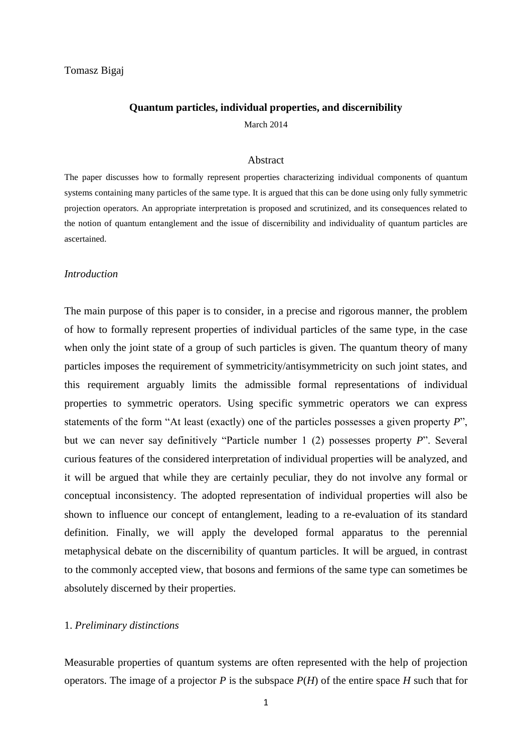Tomasz Bigaj

# Quantum particles, individual properties, and discernibility

March 2014

## Abstract

The paper discusses how to formally represent properties characterizing individual components of quantum systems containing many particles of the same type. It is argued that this can be done using only fully symmetric projection operators. An appropriate interpretation is proposed and scrutinized, and its consequences related to the notion of quantum entanglement and the issue of discernibility and individuality of quantum particles are ascertained.

## *Introduction*

The main purpose of this paper is to consider, in a precise and rigorous manner, the problem of how to formally represent properties of individual particles of the same type, in the case when only the joint state of a group of such particles is given. The quantum theory of many particles imposes the requirement of symmetricity/antisymmetricity on such joint states, and this requirement arguably limits the admissible formal representations of individual properties to symmetric operators. Using specific symmetric operators we can express statements of the form "At least (exactly) one of the particles possesses a given property *P*", but we can never say definitively "Particle number 1 (2) possesses property *P*". Several curious features of the considered interpretation of individual properties will be analyzed, and it will be argued that while they are certainly peculiar, they do not involve any formal or conceptual inconsistency. The adopted representation of individual properties will also be shown to influence our concept of entanglement, leading to a re-evaluation of its standard definition. Finally, we will apply the developed formal apparatus to the perennial metaphysical debate on the discernibility of quantum particles. It will be argued, in contrast to the commonly accepted view, that bosons and fermions of the same type can sometimes be absolutely discerned by their properties.

## 1. *Preliminary distinctions*

Measurable properties of quantum systems are often represented with the help of projection operators. The image of a projector $P$ is the subspace $P(H)$ of the entire space $H$ such that for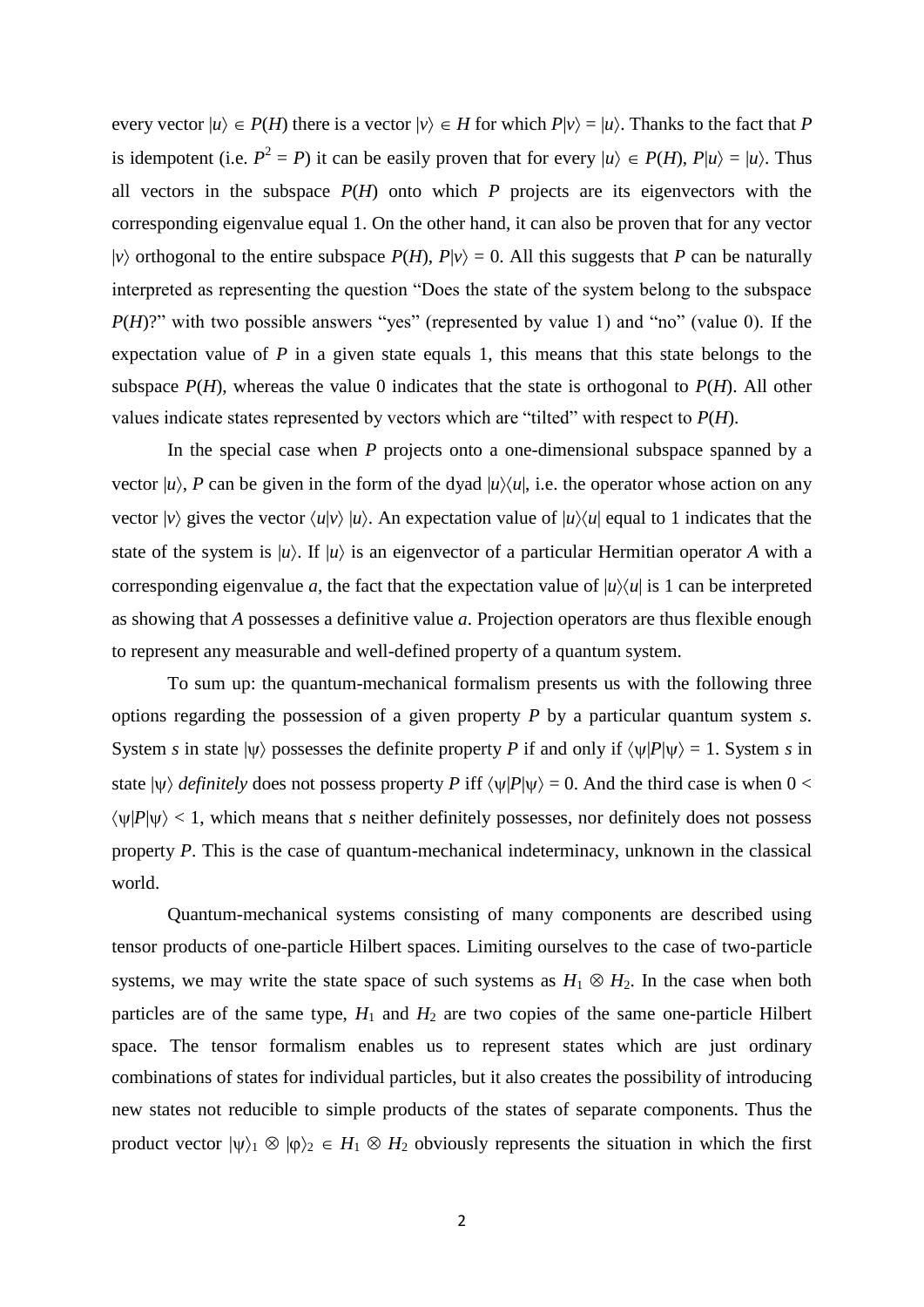every vector $|u\rangle \in P(H)$ there is a vector $|v\rangle \in H$ for which $P|v\rangle = |u\rangle$. Thanks to the fact that $P$ is idempotent (i.e. $P^2 = P$) it can be easily proven that for every $|u\rangle \in P(H)$, $P|u\rangle = |u\rangle$. Thus all vectors in the subspace $P(H)$ onto which $P$ projects are its eigenvectors with the corresponding eigenvalue equal 1. On the other hand, it can also be proven that for any vector $|v\rangle$ orthogonal to the entire subspace $P(H)$, $P|v\rangle = 0$. All this suggests that $P$ can be naturally interpreted as representing the question "Does the state of the system belong to the subspace $P(H)$?" with two possible answers "yes" (represented by value 1) and "no" (value 0). If the expectation value of $P$ in a given state equals 1, this means that this state belongs to the subspace $P(H)$, whereas the value 0 indicates that the state is orthogonal to $P(H)$. All other values indicate states represented by vectors which are "tilted" with respect to $P(H)$.

In the special case when $P$ projects onto a one-dimensional subspace spanned by a vector $|u\rangle$, $P$ can be given in the form of the dyad $|u\rangle\langle u|$, i.e. the operator whose action on any vector $|v\rangle$ gives the vector $\langle u|v\rangle\, |u\rangle$. An expectation value of $|u\rangle\langle u|$ equal to 1 indicates that the state of the system is $|u\rangle$. If $|u\rangle$ is an eigenvector of a particular Hermitian operator $A$ with a corresponding eigenvalue $a$, the fact that the expectation value of $|u\rangle\langle u|$ is 1 can be interpreted as showing that $A$ possesses a definitive value $a$. Projection operators are thus flexible enough to represent any measurable and well-defined property of a quantum system.

To sum up: the quantum-mechanical formalism presents us with the following three options regarding the possession of a given property $P$ by a particular quantum system $s$. System $s$ in state $|\psi\rangle$ possesses the definite property $P$ if and only if $\langle\psi|P|\psi\rangle = 1$. System $s$ in state $|\psi\rangle$ *definitely* does not possess property $P$ iff $\langle\psi|P|\psi\rangle = 0$. And the third case is when $0 < \langle\psi|P|\psi\rangle < 1$, which means that $s$ neither definitely possesses, nor definitely does not possess property $P$. This is the case of quantum-mechanical indeterminacy, unknown in the classical world.

Quantum-mechanical systems consisting of many components are described using tensor products of one-particle Hilbert spaces. Limiting ourselves to the case of two-particle systems, we may write the state space of such systems as $H_1 \otimes H_2$. In the case when both particles are of the same type, $H_1$ and $H_2$ are two copies of the same one-particle Hilbert space. The tensor formalism enables us to represent states which are just ordinary combinations of states for individual particles, but it also creates the possibility of introducing new states not reducible to simple products of the states of separate components. Thus the product vector $|\psi\rangle_1 \otimes |\varphi\rangle_2 \in H_1 \otimes H_2$ obviously represents the situation in which the first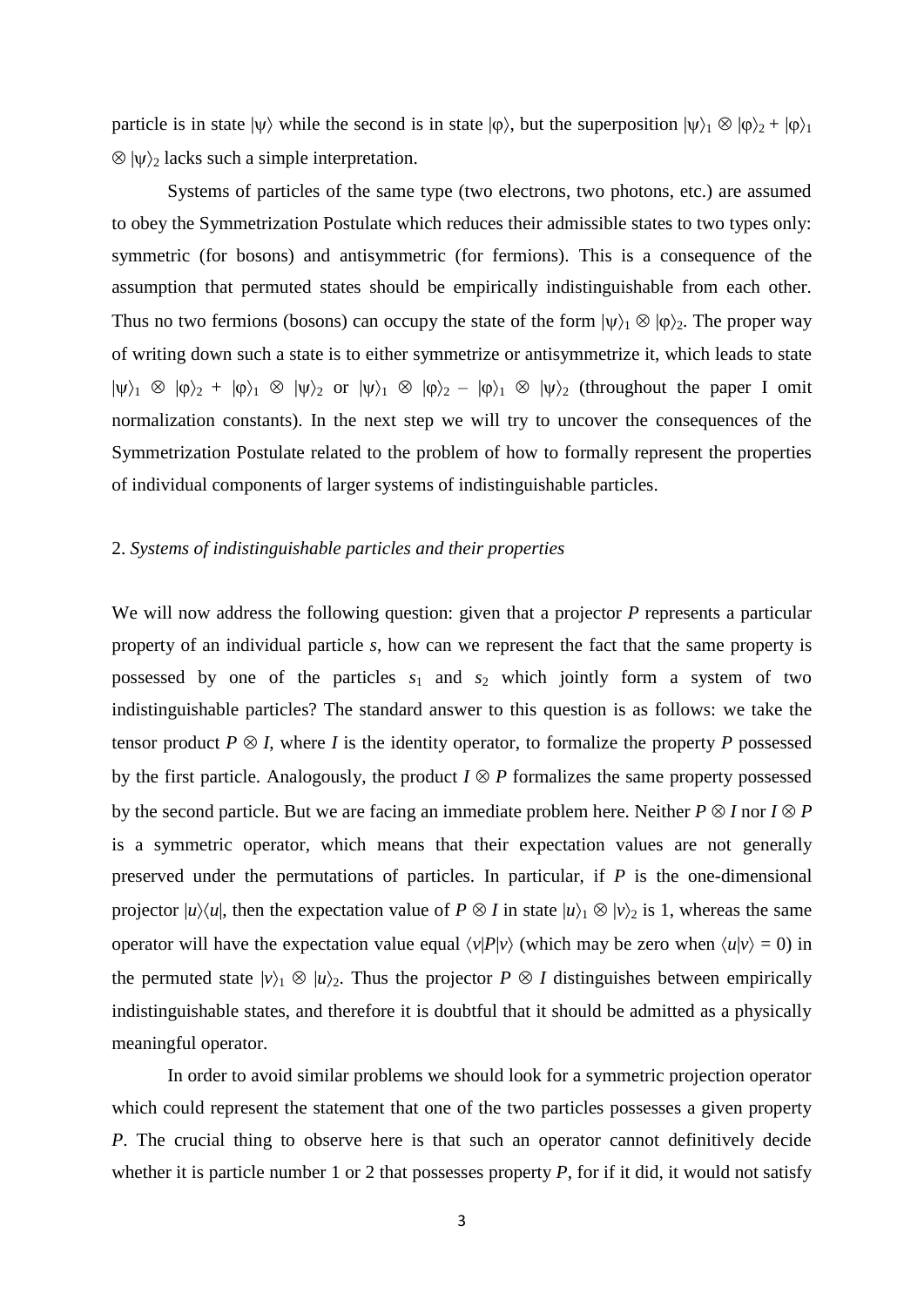particle is in state $|\psi\rangle$ while the second is in state $|\varphi\rangle$, but the superposition $|\psi\rangle_1 \otimes |\varphi\rangle_2 + |\varphi\rangle_1 \otimes |\psi\rangle_2$ lacks such a simple interpretation.

Systems of particles of the same type (two electrons, two photons, etc.) are assumed to obey the Symmetrization Postulate which reduces their admissible states to two types only: symmetric (for bosons) and antisymmetric (for fermions). This is a consequence of the assumption that permuted states should be empirically indistinguishable from each other. Thus no two fermions (bosons) can occupy the state of the form $|\psi\rangle_1 \otimes |\varphi\rangle_2$. The proper way of writing down such a state is to either symmetrize or antisymmetrize it, which leads to state $|\psi\rangle_1 \otimes |\varphi\rangle_2 + |\varphi\rangle_1 \otimes |\psi\rangle_2$ or $|\psi\rangle_1 \otimes |\varphi\rangle_2 - |\varphi\rangle_1 \otimes |\psi\rangle_2$ (throughout the paper I omit normalization constants). In the next step we will try to uncover the consequences of the Symmetrization Postulate related to the problem of how to formally represent the properties of individual components of larger systems of indistinguishable particles.

## 2. *Systems of indistinguishable particles and their properties*

We will now address the following question: given that a projector $P$ represents a particular property of an individual particle $s$, how can we represent the fact that the same property is possessed by one of the particles $s_1$ and $s_2$ which jointly form a system of two indistinguishable particles? The standard answer to this question is as follows: we take the tensor product $P \otimes I$, where $I$ is the identity operator, to formalize the property $P$ possessed by the first particle. Analogously, the product $I \otimes P$ formalizes the same property possessed by the second particle. But we are facing an immediate problem here. Neither $P \otimes I$ nor $I \otimes P$ is a symmetric operator, which means that their expectation values are not generally preserved under the permutations of particles. In particular, if $P$ is the one-dimensional projector $|u\rangle\langle u|$, then the expectation value of $P \otimes I$ in state $|u\rangle_1 \otimes |v\rangle_2$ is 1, whereas the same operator will have the expectation value equal $\langle v|P|v\rangle$ (which may be zero when $\langle u|v\rangle = 0$) in the permuted state $|v\rangle_1 \otimes |u\rangle_2$. Thus the projector $P \otimes I$ distinguishes between empirically indistinguishable states, and therefore it is doubtful that it should be admitted as a physically meaningful operator.

In order to avoid similar problems we should look for a symmetric projection operator which could represent the statement that one of the two particles possesses a given property $P$. The crucial thing to observe here is that such an operator cannot definitively decide whether it is particle number 1 or 2 that possesses property $P$, for if it did, it would not satisfy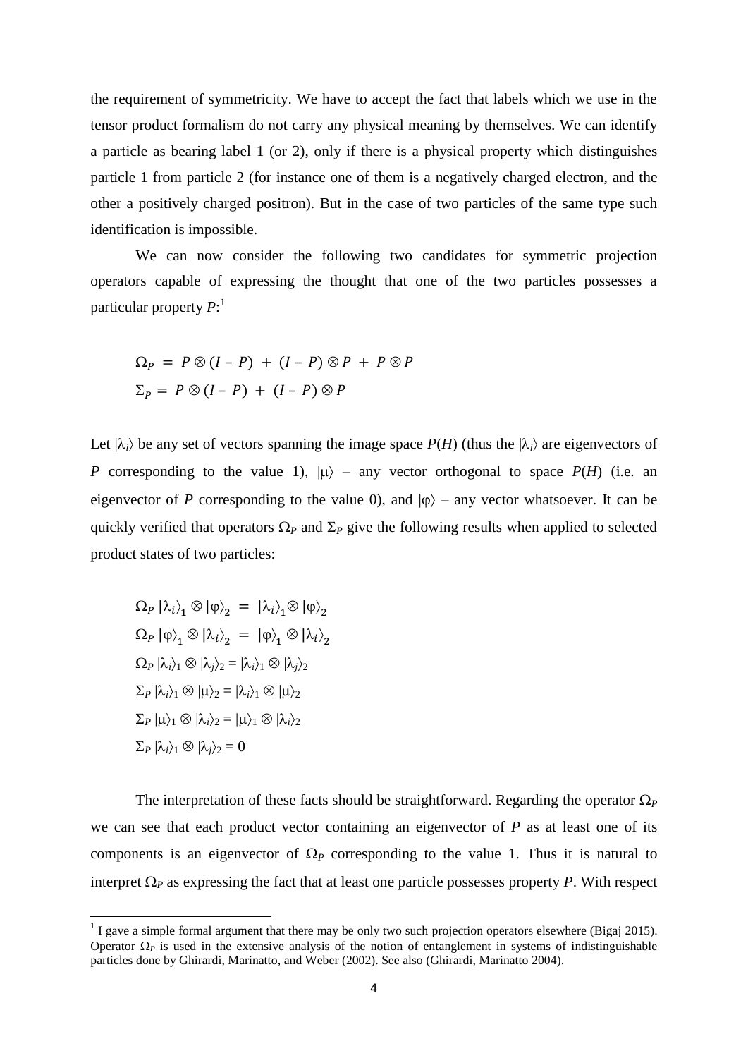the requirement of symmetricity. We have to accept the fact that labels which we use in the tensor product formalism do not carry any physical meaning by themselves. We can identify a particle as bearing label 1 (or 2), only if there is a physical property which distinguishes particle 1 from particle 2 (for instance one of them is a negatively charged electron, and the other a positively charged positron). But in the case of two particles of the same type such identification is impossible.

We can now consider the following two candidates for symmetric projection operators capable of expressing the thought that one of the two particles possesses a particular property $P$:[1]

$$\Omega_P = P \otimes (I - P) + (I - P) \otimes P + P \otimes P$$

$$\Sigma_P = P \otimes (I - P) + (I - P) \otimes P$$

Let $|\lambda_i\rangle$ be any set of vectors spanning the image space $P(H)$ (thus the $|\lambda_i\rangle$ are eigenvectors of $P$ corresponding to the value 1), $|\mu\rangle$ – any vector orthogonal to space $P(H)$ (i.e. an eigenvector of $P$ corresponding to the value 0), and $|\varphi\rangle$ – any vector whatsoever. It can be quickly verified that operators $\Omega_P$ and $\Sigma_P$ give the following results when applied to selected product states of two particles:

$$\Omega_P\, |\lambda_i\rangle_1 \otimes |\varphi\rangle_2 = |\lambda_i\rangle_1 \otimes |\varphi\rangle_2$$

$$\Omega_P\, |\varphi\rangle_1 \otimes |\lambda_i\rangle_2 = |\varphi\rangle_1 \otimes |\lambda_i\rangle_2$$

$$\Omega_P\, |\lambda_i\rangle_1 \otimes |\lambda_j\rangle_2 = |\lambda_i\rangle_1 \otimes |\lambda_j\rangle_2$$

$$\Sigma_P\, |\lambda_i\rangle_1 \otimes |\mu\rangle_2 = |\lambda_i\rangle_1 \otimes |\mu\rangle_2$$

$$\Sigma_P\, |\mu\rangle_1 \otimes |\lambda_i\rangle_2 = |\mu\rangle_1 \otimes |\lambda_i\rangle_2$$

$$\Sigma_P\, |\lambda_i\rangle_1 \otimes |\lambda_j\rangle_2 = 0$$

The interpretation of these facts should be straightforward. Regarding the operator $\Omega_P$ we can see that each product vector containing an eigenvector of $P$ as at least one of its components is an eigenvector of $\Omega_P$ corresponding to the value 1. Thus it is natural to interpret $\Omega_P$ as expressing the fact that at least one particle possesses property $P$. With respect

[1] I gave a simple formal argument that there may be only two such projection operators elsewhere (Bigaj 2015). Operator $\Omega_P$ is used in the extensive analysis of the notion of entanglement in systems of indistinguishable particles done by Ghirardi, Marinatto, and Weber (2002). See also (Ghirardi, Marinatto 2004).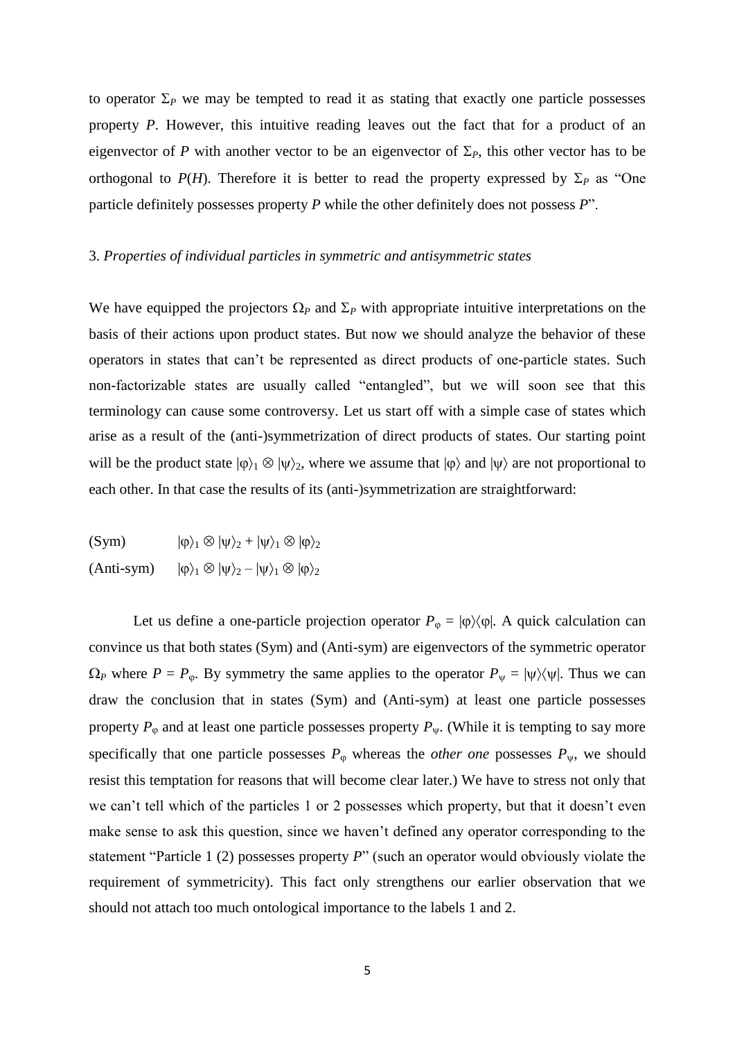to operator $\Sigma_P$ we may be tempted to read it as stating that exactly one particle possesses property *P*. However, this intuitive reading leaves out the fact that for a product of an eigenvector of *P* with another vector to be an eigenvector of $\Sigma_P$, this other vector has to be orthogonal to $P(H)$. Therefore it is better to read the property expressed by $\Sigma_P$ as "One particle definitely possesses property *P* while the other definitely does not possess *P*".

3. *Properties of individual particles in symmetric and antisymmetric states*

We have equipped the projectors $\Omega_P$ and $\Sigma_P$ with appropriate intuitive interpretations on the basis of their actions upon product states. But now we should analyze the behavior of these operators in states that can't be represented as direct products of one-particle states. Such non-factorizable states are usually called "entangled", but we will soon see that this terminology can cause some controversy. Let us start off with a simple case of states which arise as a result of the (anti-)symmetrization of direct products of states. Our starting point will be the product state $|\varphi\rangle_1 \otimes |\psi\rangle_2$, where we assume that $|\varphi\rangle$ and $|\psi\rangle$ are not proportional to each other. In that case the results of its (anti-)symmetrization are straightforward:

(Sym) $\quad |\varphi\rangle_1 \otimes |\psi\rangle_2 + |\psi\rangle_1 \otimes |\varphi\rangle_2$

(Anti-sym) $\quad |\varphi\rangle_1 \otimes |\psi\rangle_2 - |\psi\rangle_1 \otimes |\varphi\rangle_2$

Let us define a one-particle projection operator $P_\varphi = |\varphi\rangle\langle\varphi|$. A quick calculation can convince us that both states (Sym) and (Anti-sym) are eigenvectors of the symmetric operator $\Omega_P$ where $P = P_\varphi$. By symmetry the same applies to the operator $P_\psi = |\psi\rangle\langle\psi|$. Thus we can draw the conclusion that in states (Sym) and (Anti-sym) at least one particle possesses property $P_\varphi$ and at least one particle possesses property $P_\psi$. (While it is tempting to say more specifically that one particle possesses $P_\varphi$ whereas the *other one* possesses $P_\psi$, we should resist this temptation for reasons that will become clear later.) We have to stress not only that we can't tell which of the particles 1 or 2 possesses which property, but that it doesn't even make sense to ask this question, since we haven't defined any operator corresponding to the statement "Particle 1 (2) possesses property *P*" (such an operator would obviously violate the requirement of symmetricity). This fact only strengthens our earlier observation that we should not attach too much ontological importance to the labels 1 and 2.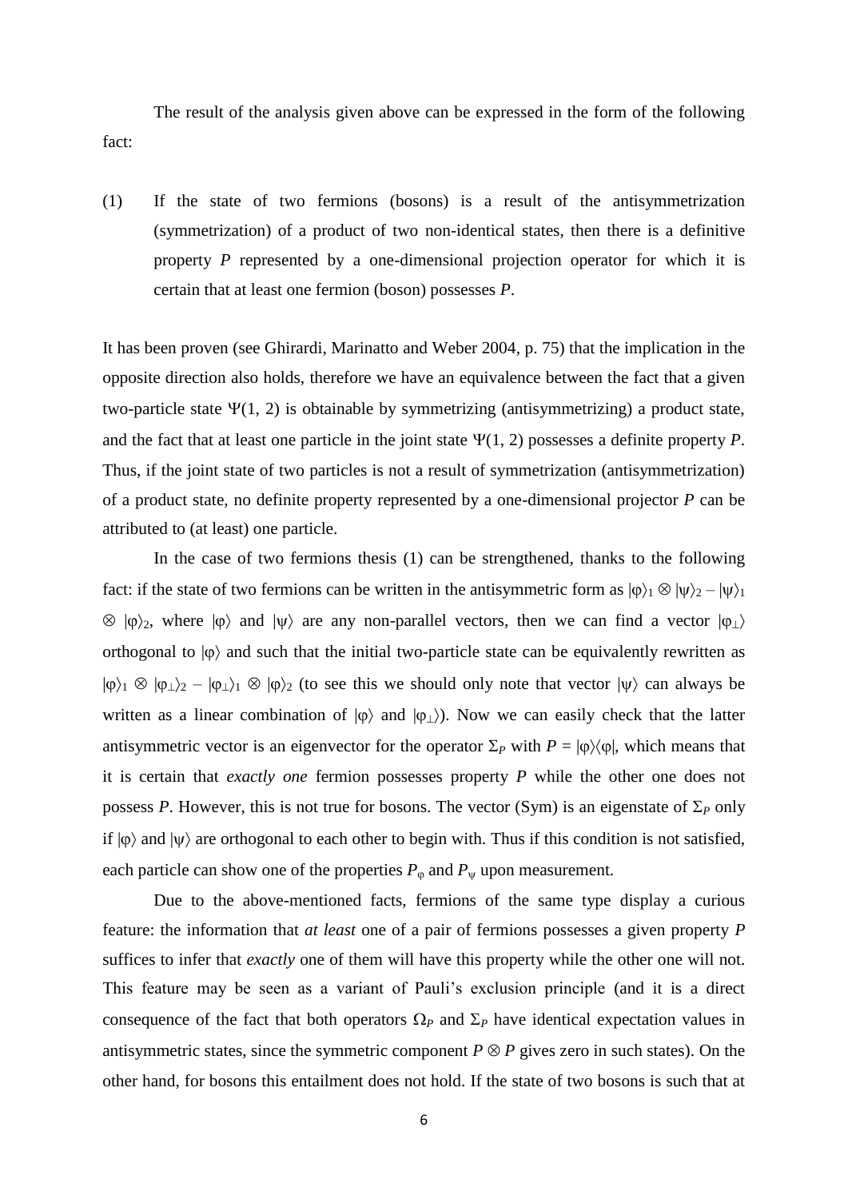The result of the analysis given above can be expressed in the form of the following fact:

(1) If the state of two fermions (bosons) is a result of the antisymmetrization (symmetrization) of a product of two non-identical states, then there is a definitive property $P$ represented by a one-dimensional projection operator for which it is certain that at least one fermion (boson) possesses $P$.

It has been proven (see Ghirardi, Marinatto and Weber 2004, p. 75) that the implication in the opposite direction also holds, therefore we have an equivalence between the fact that a given two-particle state $\Psi(1, 2)$ is obtainable by symmetrizing (antisymmetrizing) a product state, and the fact that at least one particle in the joint state $\Psi(1, 2)$ possesses a definite property $P$. Thus, if the joint state of two particles is not a result of symmetrization (antisymmetrization) of a product state, no definite property represented by a one-dimensional projector $P$ can be attributed to (at least) one particle.

In the case of two fermions thesis (1) can be strengthened, thanks to the following fact: if the state of two fermions can be written in the antisymmetric form as $|\varphi\rangle_1 \otimes |\psi\rangle_2 - |\psi\rangle_1 \otimes |\varphi\rangle_2$, where $|\varphi\rangle$ and $|\psi\rangle$ are any non-parallel vectors, then we can find a vector $|\varphi_\perp\rangle$ orthogonal to $|\varphi\rangle$ and such that the initial two-particle state can be equivalently rewritten as $|\varphi\rangle_1 \otimes |\varphi_\perp\rangle_2 - |\varphi_\perp\rangle_1 \otimes |\varphi\rangle_2$ (to see this we should only note that vector $|\psi\rangle$ can always be written as a linear combination of $|\varphi\rangle$ and $|\varphi_\perp\rangle$). Now we can easily check that the latter antisymmetric vector is an eigenvector for the operator $\Sigma_P$ with $P = |\varphi\rangle\langle\varphi|$, which means that it is certain that *exactly one* fermion possesses property $P$ while the other one does not possess $P$. However, this is not true for bosons. The vector (Sym) is an eigenstate of $\Sigma_P$ only if $|\varphi\rangle$ and $|\psi\rangle$ are orthogonal to each other to begin with. Thus if this condition is not satisfied, each particle can show one of the properties $P_\varphi$ and $P_\psi$ upon measurement.

Due to the above-mentioned facts, fermions of the same type display a curious feature: the information that *at least* one of a pair of fermions possesses a given property $P$ suffices to infer that *exactly* one of them will have this property while the other one will not. This feature may be seen as a variant of Pauli's exclusion principle (and it is a direct consequence of the fact that both operators $\Omega_P$ and $\Sigma_P$ have identical expectation values in antisymmetric states, since the symmetric component $P \otimes P$ gives zero in such states). On the other hand, for bosons this entailment does not hold. If the state of two bosons is such that at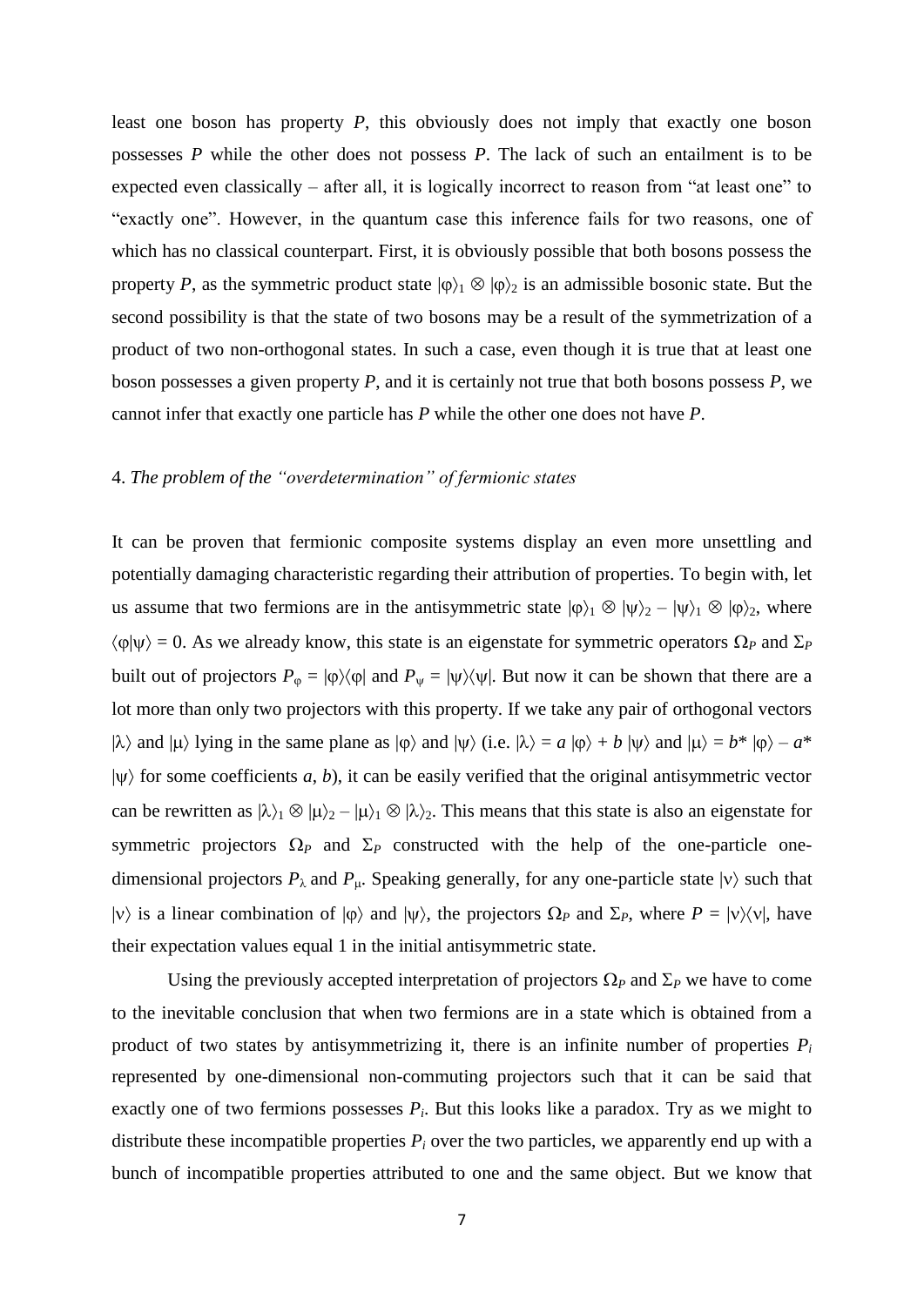least one boson has property $P$, this obviously does not imply that exactly one boson possesses $P$ while the other does not possess $P$. The lack of such an entailment is to be expected even classically – after all, it is logically incorrect to reason from "at least one" to "exactly one". However, in the quantum case this inference fails for two reasons, one of which has no classical counterpart. First, it is obviously possible that both bosons possess the property $P$, as the symmetric product state $|\varphi\rangle_1 \otimes |\varphi\rangle_2$ is an admissible bosonic state. But the second possibility is that the state of two bosons may be a result of the symmetrization of a product of two non-orthogonal states. In such a case, even though it is true that at least one boson possesses a given property $P$, and it is certainly not true that both bosons possess $P$, we cannot infer that exactly one particle has $P$ while the other one does not have $P$.

## 4. *The problem of the "overdetermination" of fermionic states*

It can be proven that fermionic composite systems display an even more unsettling and potentially damaging characteristic regarding their attribution of properties. To begin with, let us assume that two fermions are in the antisymmetric state $|\varphi\rangle_1 \otimes |\psi\rangle_2 - |\psi\rangle_1 \otimes |\varphi\rangle_2$, where $\langle\varphi|\psi\rangle = 0$. As we already know, this state is an eigenstate for symmetric operators $\Omega_P$ and $\Sigma_P$ built out of projectors $P_\varphi = |\varphi\rangle\langle\varphi|$ and $P_\psi = |\psi\rangle\langle\psi|$. But now it can be shown that there are a lot more than only two projectors with this property. If we take any pair of orthogonal vectors $|\lambda\rangle$ and $|\mu\rangle$ lying in the same plane as $|\varphi\rangle$ and $|\psi\rangle$ (i.e. $|\lambda\rangle = a\,|\varphi\rangle + b\,|\psi\rangle$ and $|\mu\rangle = b^*\,|\varphi\rangle - a^*\,|\psi\rangle$ for some coefficients $a$, $b$), it can be easily verified that the original antisymmetric vector can be rewritten as $|\lambda\rangle_1 \otimes |\mu\rangle_2 - |\mu\rangle_1 \otimes |\lambda\rangle_2$. This means that this state is also an eigenstate for symmetric projectors $\Omega_P$ and $\Sigma_P$ constructed with the help of the one-particle one-dimensional projectors $P_\lambda$ and $P_\mu$. Speaking generally, for any one-particle state $|\nu\rangle$ such that $|\nu\rangle$ is a linear combination of $|\varphi\rangle$ and $|\psi\rangle$, the projectors $\Omega_P$ and $\Sigma_P$, where $P = |\nu\rangle\langle\nu|$, have their expectation values equal 1 in the initial antisymmetric state.

Using the previously accepted interpretation of projectors $\Omega_P$ and $\Sigma_P$ we have to come to the inevitable conclusion that when two fermions are in a state which is obtained from a product of two states by antisymmetrizing it, there is an infinite number of properties $P_i$ represented by one-dimensional non-commuting projectors such that it can be said that exactly one of two fermions possesses $P_i$. But this looks like a paradox. Try as we might to distribute these incompatible properties $P_i$ over the two particles, we apparently end up with a bunch of incompatible properties attributed to one and the same object. But we know that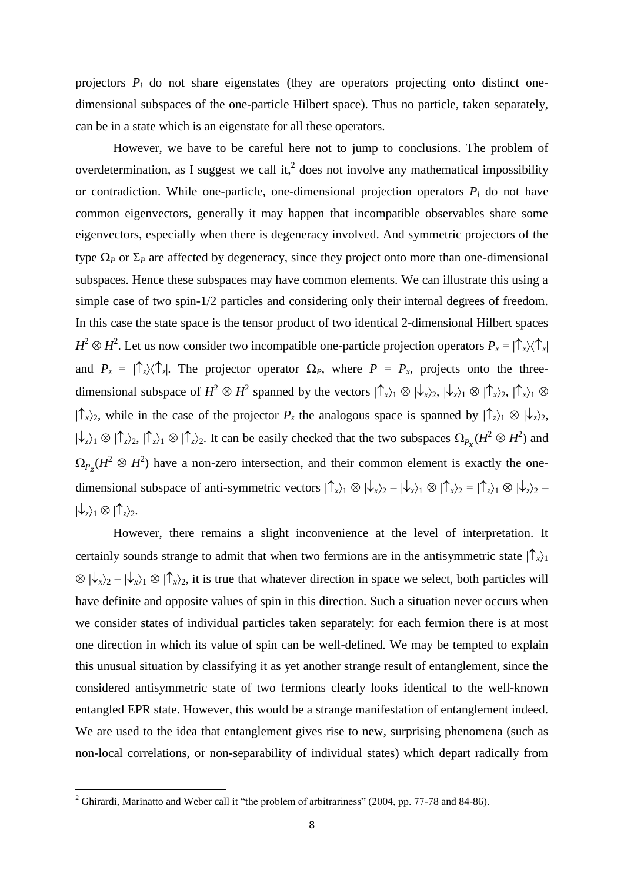projectors $P_i$ do not share eigenstates (they are operators projecting onto distinct one-dimensional subspaces of the one-particle Hilbert space). Thus no particle, taken separately, can be in a state which is an eigenstate for all these operators.

However, we have to be careful here not to jump to conclusions. The problem of overdetermination, as I suggest we call it,[2] does not involve any mathematical impossibility or contradiction. While one-particle, one-dimensional projection operators $P_i$ do not have common eigenvectors, generally it may happen that incompatible observables share some eigenvectors, especially when there is degeneracy involved. And symmetric projectors of the type $\Omega_P$ or $\Sigma_P$ are affected by degeneracy, since they project onto more than one-dimensional subspaces. Hence these subspaces may have common elements. We can illustrate this using a simple case of two spin-1/2 particles and considering only their internal degrees of freedom. In this case the state space is the tensor product of two identical 2-dimensional Hilbert spaces $H^2 \otimes H^2$. Let us now consider two incompatible one-particle projection operators $P_x = |\uparrow_x\rangle\langle\uparrow_x|$ and $P_z = |\uparrow_z\rangle\langle\uparrow_z|$. The projector operator $\Omega_P$, where $P = P_x$, projects onto the three-dimensional subspace of $H^2 \otimes H^2$ spanned by the vectors $|\uparrow_x\rangle_1 \otimes |\downarrow_x\rangle_2$, $|\downarrow_x\rangle_1 \otimes |\uparrow_x\rangle_2$, $|\uparrow_x\rangle_1 \otimes |\uparrow_x\rangle_2$, while in the case of the projector $P_z$ the analogous space is spanned by $|\uparrow_z\rangle_1 \otimes |\downarrow_z\rangle_2$, $|\downarrow_z\rangle_1 \otimes |\uparrow_z\rangle_2$, $|\uparrow_z\rangle_1 \otimes |\uparrow_z\rangle_2$. It can be easily checked that the two subspaces $\Omega_{P_x}(H^2 \otimes H^2)$ and $\Omega_{P_z}(H^2 \otimes H^2)$ have a non-zero intersection, and their common element is exactly the one-dimensional subspace of anti-symmetric vectors $|\uparrow_x\rangle_1 \otimes |\downarrow_x\rangle_2 - |\downarrow_x\rangle_1 \otimes |\uparrow_x\rangle_2 = |\uparrow_z\rangle_1 \otimes |\downarrow_z\rangle_2 - |\downarrow_z\rangle_1 \otimes |\uparrow_z\rangle_2$.

However, there remains a slight inconvenience at the level of interpretation. It certainly sounds strange to admit that when two fermions are in the antisymmetric state $|\uparrow_x\rangle_1 \otimes |\downarrow_x\rangle_2 - |\downarrow_x\rangle_1 \otimes |\uparrow_x\rangle_2$, it is true that whatever direction in space we select, both particles will have definite and opposite values of spin in this direction. Such a situation never occurs when we consider states of individual particles taken separately: for each fermion there is at most one direction in which its value of spin can be well-defined. We may be tempted to explain this unusual situation by classifying it as yet another strange result of entanglement, since the considered antisymmetric state of two fermions clearly looks identical to the well-known entangled EPR state. However, this would be a strange manifestation of entanglement indeed. We are used to the idea that entanglement gives rise to new, surprising phenomena (such as non-local correlations, or non-separability of individual states) which depart radically from

[2] Ghirardi, Marinatto and Weber call it "the problem of arbitrariness" (2004, pp. 77-78 and 84-86).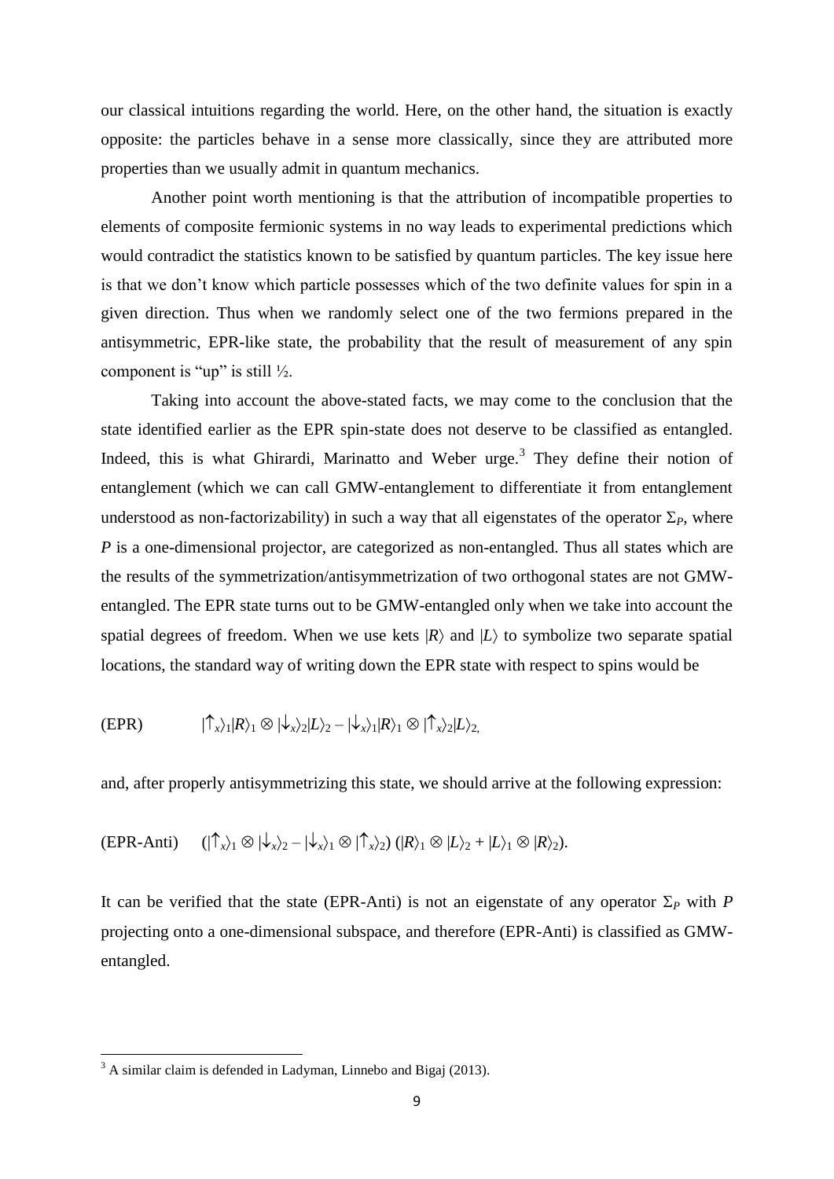our classical intuitions regarding the world. Here, on the other hand, the situation is exactly opposite: the particles behave in a sense more classically, since they are attributed more properties than we usually admit in quantum mechanics.

Another point worth mentioning is that the attribution of incompatible properties to elements of composite fermionic systems in no way leads to experimental predictions which would contradict the statistics known to be satisfied by quantum particles. The key issue here is that we don't know which particle possesses which of the two definite values for spin in a given direction. Thus when we randomly select one of the two fermions prepared in the antisymmetric, EPR-like state, the probability that the result of measurement of any spin component is "up" is still ½.

Taking into account the above-stated facts, we may come to the conclusion that the state identified earlier as the EPR spin-state does not deserve to be classified as entangled. Indeed, this is what Ghirardi, Marinatto and Weber urge.[3] They define their notion of entanglement (which we can call GMW-entanglement to differentiate it from entanglement understood as non-factorizability) in such a way that all eigenstates of the operator $\Sigma_P$, where $P$ is a one-dimensional projector, are categorized as non-entangled. Thus all states which are the results of the symmetrization/antisymmetrization of two orthogonal states are not GMW-entangled. The EPR state turns out to be GMW-entangled only when we take into account the spatial degrees of freedom. When we use kets $|R\rangle$ and $|L\rangle$ to symbolize two separate spatial locations, the standard way of writing down the EPR state with respect to spins would be

(EPR) $$|{\uparrow_x}\rangle_1|R\rangle_1 \otimes |{\downarrow_x}\rangle_2|L\rangle_2 - |{\downarrow_x}\rangle_1|R\rangle_1 \otimes |{\uparrow_x}\rangle_2|L\rangle_2,$$

and, after properly antisymmetrizing this state, we should arrive at the following expression:

(EPR-Anti) $$(|{\uparrow_x}\rangle_1 \otimes |{\downarrow_x}\rangle_2 - |{\downarrow_x}\rangle_1 \otimes |{\uparrow_x}\rangle_2)\,(|R\rangle_1 \otimes |L\rangle_2 + |L\rangle_1 \otimes |R\rangle_2).$$

It can be verified that the state (EPR-Anti) is not an eigenstate of any operator $\Sigma_P$ with $P$ projecting onto a one-dimensional subspace, and therefore (EPR-Anti) is classified as GMW-entangled.

[3] A similar claim is defended in Ladyman, Linnebo and Bigaj (2013).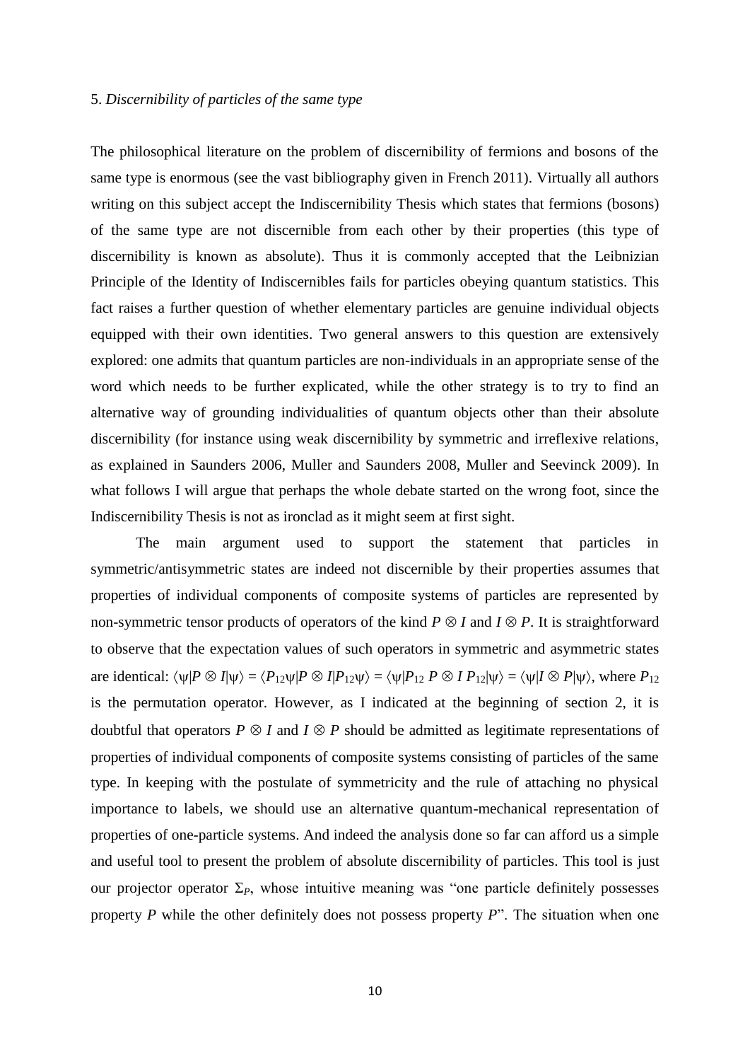## 5. *Discernibility of particles of the same type*

The philosophical literature on the problem of discernibility of fermions and bosons of the same type is enormous (see the vast bibliography given in French 2011). Virtually all authors writing on this subject accept the Indiscernibility Thesis which states that fermions (bosons) of the same type are not discernible from each other by their properties (this type of discernibility is known as absolute). Thus it is commonly accepted that the Leibnizian Principle of the Identity of Indiscernibles fails for particles obeying quantum statistics. This fact raises a further question of whether elementary particles are genuine individual objects equipped with their own identities. Two general answers to this question are extensively explored: one admits that quantum particles are non-individuals in an appropriate sense of the word which needs to be further explicated, while the other strategy is to try to find an alternative way of grounding individualities of quantum objects other than their absolute discernibility (for instance using weak discernibility by symmetric and irreflexive relations, as explained in Saunders 2006, Muller and Saunders 2008, Muller and Seevinck 2009). In what follows I will argue that perhaps the whole debate started on the wrong foot, since the Indiscernibility Thesis is not as ironclad as it might seem at first sight.

The main argument used to support the statement that particles in symmetric/antisymmetric states are indeed not discernible by their properties assumes that properties of individual components of composite systems of particles are represented by non-symmetric tensor products of operators of the kind $P \otimes I$ and $I \otimes P$. It is straightforward to observe that the expectation values of such operators in symmetric and asymmetric states are identical: $\langle\psi|P \otimes I|\psi\rangle = \langle P_{12}\psi|P \otimes I|P_{12}\psi\rangle = \langle\psi|P_{12}\, P \otimes I\, P_{12}|\psi\rangle = \langle\psi|I \otimes P|\psi\rangle$, where $P_{12}$ is the permutation operator. However, as I indicated at the beginning of section 2, it is doubtful that operators $P \otimes I$ and $I \otimes P$ should be admitted as legitimate representations of properties of individual components of composite systems consisting of particles of the same type. In keeping with the postulate of symmetricity and the rule of attaching no physical importance to labels, we should use an alternative quantum-mechanical representation of properties of one-particle systems. And indeed the analysis done so far can afford us a simple and useful tool to present the problem of absolute discernibility of particles. This tool is just our projector operator $\Sigma_P$, whose intuitive meaning was "one particle definitely possesses property $P$ while the other definitely does not possess property $P$". The situation when one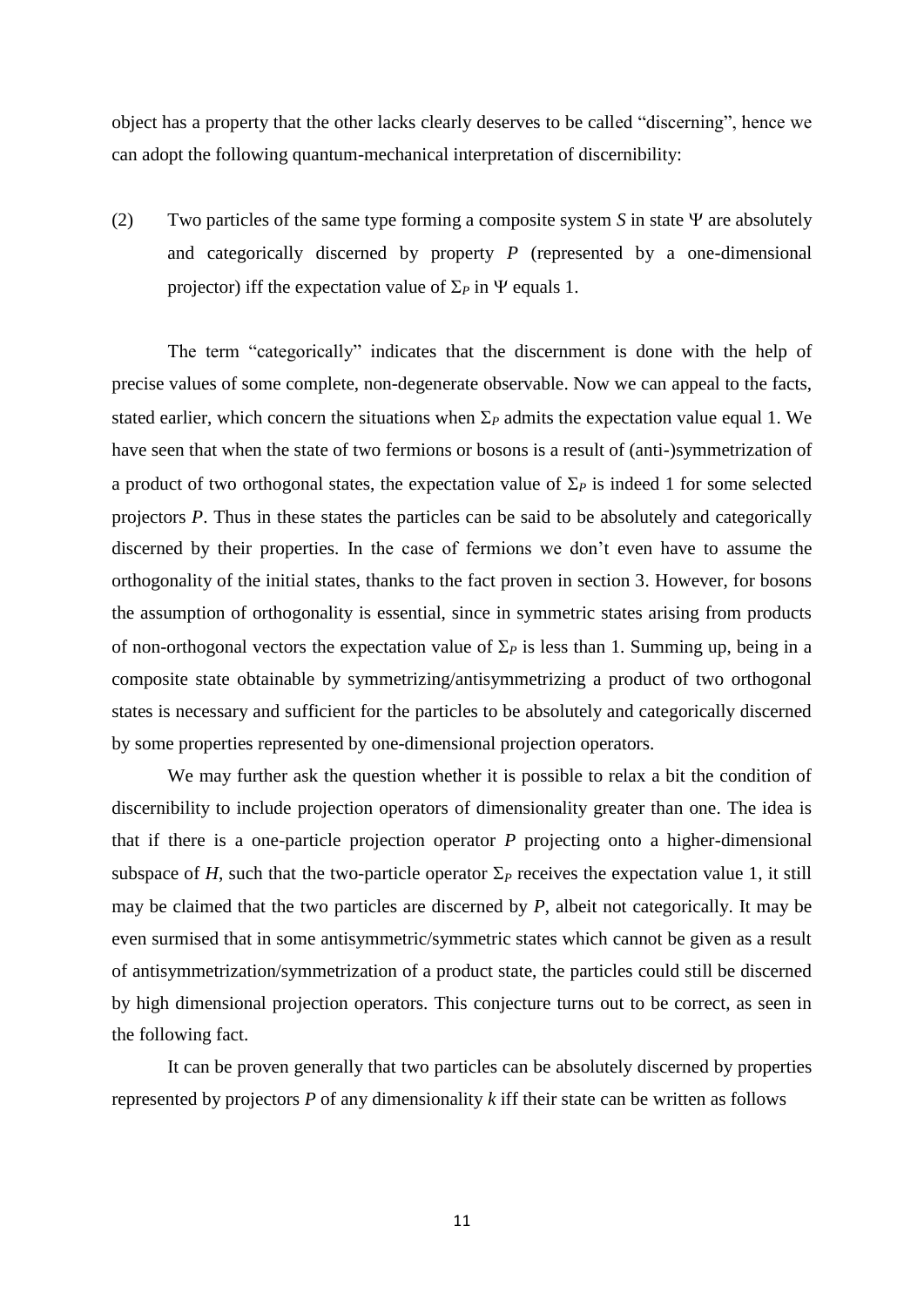object has a property that the other lacks clearly deserves to be called "discerning", hence we can adopt the following quantum-mechanical interpretation of discernibility:

(2) Two particles of the same type forming a composite system $S$ in state $\Psi$ are absolutely and categorically discerned by property $P$ (represented by a one-dimensional projector) iff the expectation value of $\Sigma_P$ in $\Psi$ equals 1.

The term "categorically" indicates that the discernment is done with the help of precise values of some complete, non-degenerate observable. Now we can appeal to the facts, stated earlier, which concern the situations when $\Sigma_P$ admits the expectation value equal 1. We have seen that when the state of two fermions or bosons is a result of (anti-)symmetrization of a product of two orthogonal states, the expectation value of $\Sigma_P$ is indeed 1 for some selected projectors $P$. Thus in these states the particles can be said to be absolutely and categorically discerned by their properties. In the case of fermions we don't even have to assume the orthogonality of the initial states, thanks to the fact proven in section 3. However, for bosons the assumption of orthogonality is essential, since in symmetric states arising from products of non-orthogonal vectors the expectation value of $\Sigma_P$ is less than 1. Summing up, being in a composite state obtainable by symmetrizing/antisymmetrizing a product of two orthogonal states is necessary and sufficient for the particles to be absolutely and categorically discerned by some properties represented by one-dimensional projection operators.

We may further ask the question whether it is possible to relax a bit the condition of discernibility to include projection operators of dimensionality greater than one. The idea is that if there is a one-particle projection operator $P$ projecting onto a higher-dimensional subspace of $H$, such that the two-particle operator $\Sigma_P$ receives the expectation value 1, it still may be claimed that the two particles are discerned by $P$, albeit not categorically. It may be even surmised that in some antisymmetric/symmetric states which cannot be given as a result of antisymmetrization/symmetrization of a product state, the particles could still be discerned by high dimensional projection operators. This conjecture turns out to be correct, as seen in the following fact.

It can be proven generally that two particles can be absolutely discerned by properties represented by projectors $P$ of any dimensionality $k$ iff their state can be written as follows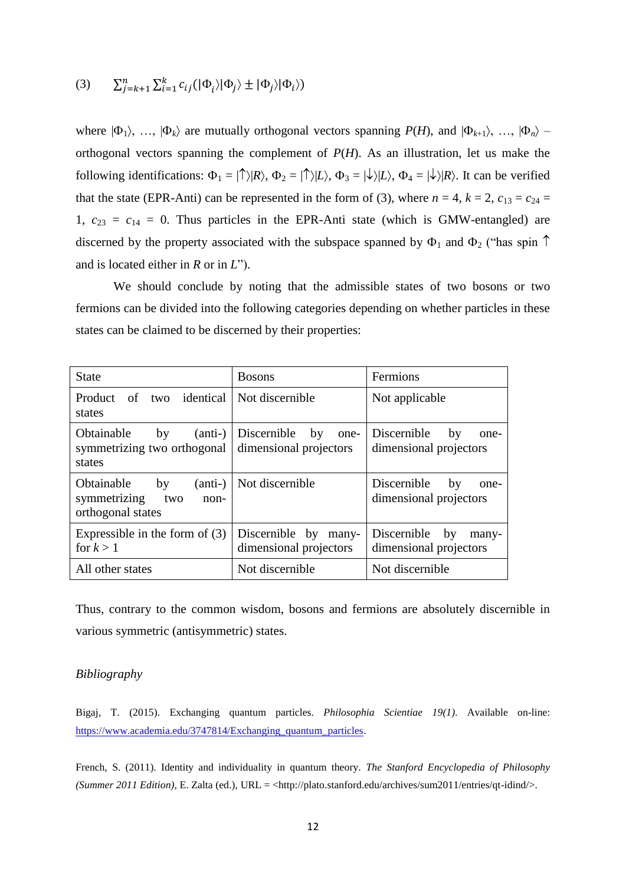$$(3) \qquad \sum_{j=k+1}^{n}\sum_{i=1}^{k} c_{ij}(|\Phi_i\rangle|\Phi_j\rangle \pm |\Phi_j\rangle|\Phi_i\rangle)$$

where $|\Phi_1\rangle, \ldots, |\Phi_k\rangle$ are mutually orthogonal vectors spanning $P(H)$, and $|\Phi_{k+1}\rangle, \ldots, |\Phi_n\rangle$ – orthogonal vectors spanning the complement of $P(H)$. As an illustration, let us make the following identifications: $\Phi_1 = |\uparrow\rangle|R\rangle$, $\Phi_2 = |\uparrow\rangle|L\rangle$, $\Phi_3 = |\downarrow\rangle|L\rangle$, $\Phi_4 = |\downarrow\rangle|R\rangle$. It can be verified that the state (EPR-Anti) can be represented in the form of (3), where $n = 4$, $k = 2$, $c_{13} = c_{24} = 1$, $c_{23} = c_{14} = 0$. Thus particles in the EPR-Anti state (which is GMW-entangled) are discerned by the property associated with the subspace spanned by $\Phi_1$ and $\Phi_2$ ("has spin $\uparrow$ and is located either in $R$ or in $L$").

We should conclude by noting that the admissible states of two bosons or two fermions can be divided into the following categories depending on whether particles in these states can be claimed to be discerned by their properties:

| State | Bosons | Fermions |
|---|---|---|
| Product of two identical states | Not discernible | Not applicable |
| Obtainable by (anti-) symmetrizing two orthogonal states | Discernible by one-dimensional projectors | Discernible by one-dimensional projectors |
| Obtainable by (anti-) symmetrizing two non-orthogonal states | Not discernible | Discernible by one-dimensional projectors |
| Expressible in the form of (3) for $k > 1$ | Discernible by many-dimensional projectors | Discernible by many-dimensional projectors |
| All other states | Not discernible | Not discernible |

Thus, contrary to the common wisdom, bosons and fermions are absolutely discernible in various symmetric (antisymmetric) states.

*Bibliography*

Bigaj, T. (2015). Exchanging quantum particles. *Philosophia Scientiae 19(1).* Available on-line: https://www.academia.edu/3747814/Exchanging_quantum_particles.

French, S. (2011). Identity and individuality in quantum theory. *The Stanford Encyclopedia of Philosophy (Summer 2011 Edition)*, E. Zalta (ed.), URL = <http://plato.stanford.edu/archives/sum2011/entries/qt-idind/>.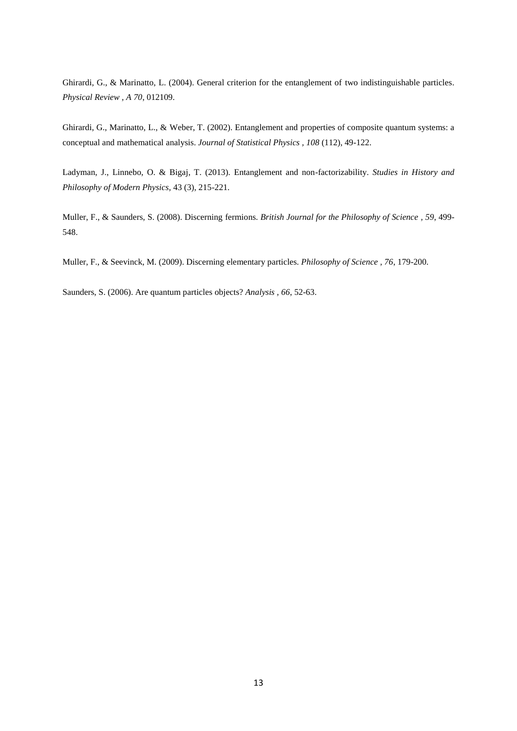Ghirardi, G., & Marinatto, L. (2004). General criterion for the entanglement of two indistinguishable particles. *Physical Review , A 70*, 012109.

Ghirardi, G., Marinatto, L., & Weber, T. (2002). Entanglement and properties of composite quantum systems: a conceptual and mathematical analysis. *Journal of Statistical Physics , 108* (112), 49-122.

Ladyman, J., Linnebo, O. & Bigaj, T. (2013). Entanglement and non-factorizability. *Studies in History and Philosophy of Modern Physics*, 43 (3), 215-221.

Muller, F., & Saunders, S. (2008). Discerning fermions. *British Journal for the Philosophy of Science , 59*, 499-548.

Muller, F., & Seevinck, M. (2009). Discerning elementary particles. *Philosophy of Science , 76*, 179-200.

Saunders, S. (2006). Are quantum particles objects? *Analysis , 66*, 52-63.